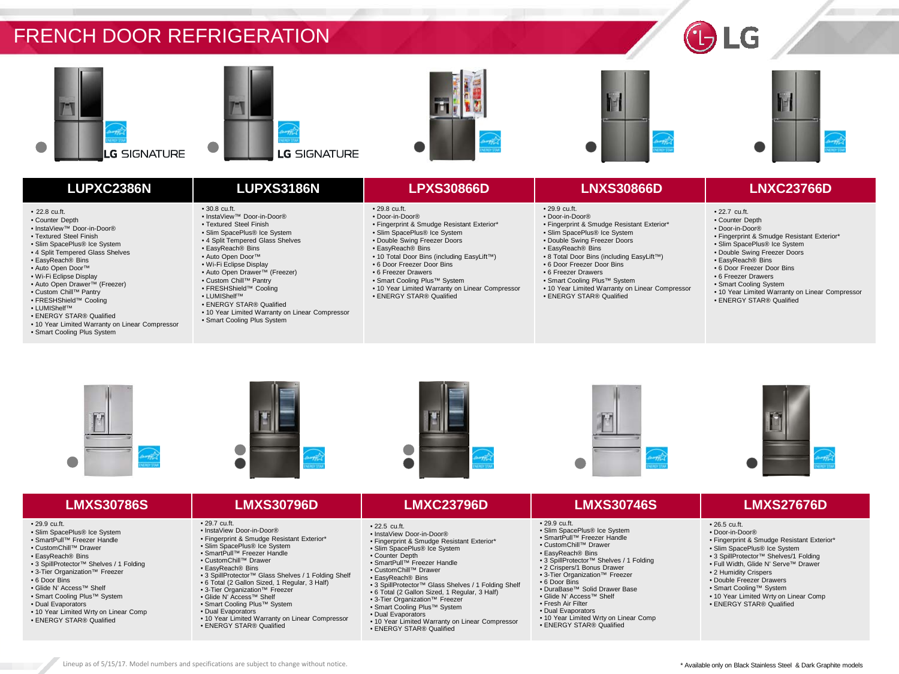# FRENCH DOOR REFRIGERATION

LG

LG SIGNATURE | LG SIGNATURE

## LUPXC2386N

- 22.8 cu.ft.
- Counter Depth
- InstaView™ Door-in-Door®
- Textured Steel Finish
- Slim SpacePlus® Ice System
- 4 Split Tempered Glass Shelves
- EasyReach® Bins
- Auto Open Door™
- Wi-Fi Eclipse Display
- Auto Open Drawer™ (Freezer)
- Custom Chill™ Pantry
- FRESHShield™ Cooling
- LUMIShelf™
- ENERGY STAR® Qualified
- 10 Year Limited Warranty on Linear Compressor
- Smart Cooling Plus System

## LUPXS3186N

- 30.8 cu.ft.
- InstaView™ Door-in-Door®
- Textured Steel Finish
- Slim SpacePlus® Ice System
- 4 Split Tempered Glass Shelves
- EasyReach® Bins
- Auto Open Door™
- Wi-Fi Eclipse Display
- Auto Open Drawer™ (Freezer)
- Custom Chill™ Pantry
- FRESHShield™ Cooling
- LUMIShelf™
- ENERGY STAR® Qualified
- 10 Year Limited Warranty on Linear Compressor
- Smart Cooling Plus System

## LPXS30866D

- 29.8 cu.ft.
- Door-in-Door®
- Fingerprint & Smudge Resistant Exterior*
- Slim SpacePlus® Ice System
- Double Swing Freezer Doors
- EasyReach® Bins
- 10 Total Door Bins (including EasyLift™)
- 6 Door Freezer Door Bins
- 6 Freezer Drawers
- Smart Cooling Plus™ System
- 10 Year Limited Warranty on Linear Compressor
- ENERGY STAR® Qualified

## LNXS30866D

- 29.9 cu.ft.
- Door-in-Door®
- Fingerprint & Smudge Resistant Exterior*
- Slim SpacePlus® Ice System
- Double Swing Freezer Doors
- EasyReach® Bins
- 8 Total Door Bins (including EasyLift™)
- 6 Door Freezer Door Bins
- 6 Freezer Drawers
- Smart Cooling Plus™ System
- 10 Year Limited Warranty on Linear Compressor
- ENERGY STAR® Qualified

## LNXC23766D

- 22.7 cu.ft.
- Counter Depth
- Door-in-Door®
- Fingerprint & Smudge Resistant Exterior*
- Slim SpacePlus® Ice System
- Double Swing Freezer Doors
- EasyReach® Bins
- 6 Door Freezer Door Bins
- 6 Freezer Drawers
- Smart Cooling System
- 10 Year Limited Warranty on Linear Compressor
- ENERGY STAR® Qualified

## LMXS30786S

- 29.9 cu.ft.
- Slim SpacePlus® Ice System
- SmartPull™ Freezer Handle
- CustomChill™ Drawer
- EasyReach® Bins
- 3 SpillProtector™ Shelves / 1 Folding
- 3-Tier Organization™ Freezer
- 6 Door Bins
- Glide N' Access™ Shelf
- Smart Cooling Plus™ System
- Dual Evaporators
- 10 Year Limited Wrty on Linear Comp
- ENERGY STAR® Qualified

## LMXS30796D

- 29.7 cu.ft.
- InstaView Door-in-Door®
- Fingerprint & Smudge Resistant Exterior*
- Slim SpacePlus® Ice System
- SmartPull™ Freezer Handle
- CustomChill™ Drawer
- EasyReach® Bins
- 3 SpillProtector™ Glass Shelves / 1 Folding Shelf
- 6 Total (2 Gallon Sized, 1 Regular, 3 Half)
- 3-Tier Organization™ Freezer
- Glide N' Access™ Shelf
- Smart Cooling Plus™ System
- Dual Evaporators
- 10 Year Limited Warranty on Linear Compressor
- ENERGY STAR® Qualified

## LMXC23796D

- 22.5 cu.ft.
- InstaView Door-in-Door®
- Fingerprint & Smudge Resistant Exterior*
- Slim SpacePlus® Ice System
- Counter Depth
- SmartPull™ Freezer Handle
- CustomChill™ Drawer
- EasyReach® Bins
- 3 SpillProtector™ Glass Shelves / 1 Folding Shelf
- 6 Total (2 Gallon Sized, 1 Regular, 3 Half)
- 3-Tier Organization™ Freezer
- Smart Cooling Plus™ System
- Dual Evaporators
- 10 Year Limited Warranty on Linear Compressor
- ENERGY STAR® Qualified

## LMXS30746S

- 29.9 cu.ft.
- Slim SpacePlus® Ice System
- SmartPull™ Freezer Handle
- CustomChill™ Drawer
- EasyReach® Bins
- 3 SpillProtector™ Shelves / 1 Folding
- 2 Crispers/1 Bonus Drawer
- 3-Tier Organization™ Freezer
- 6 Door Bins
- DuraBase™ Solid Drawer Base
- Glide N' Access™ Shelf
- Fresh Air Filter
- Dual Evaporators
- 10 Year Limited Wrty on Linear Comp
- ENERGY STAR® Qualified

## LMXS27676D

- 26.5 cu.ft.
- Door-in-Door®
- Fingerprint & Smudge Resistant Exterior*
- Slim SpacePlus® Ice System
- 3 SpillProtector™ Shelves/1 Folding
- Full Width, Glide N' Serve™ Drawer
- 2 Humidity Crispers
- Double Freezer Drawers
- Smart Cooling™ System
- 10 Year Limited Wrty on Linear Comp
- ENERGY STAR® Qualified

Lineup as of 5/15/17. Model numbers and specifications are subject to change without notice.

\* Available only on Black Stainless Steel & Dark Graphite models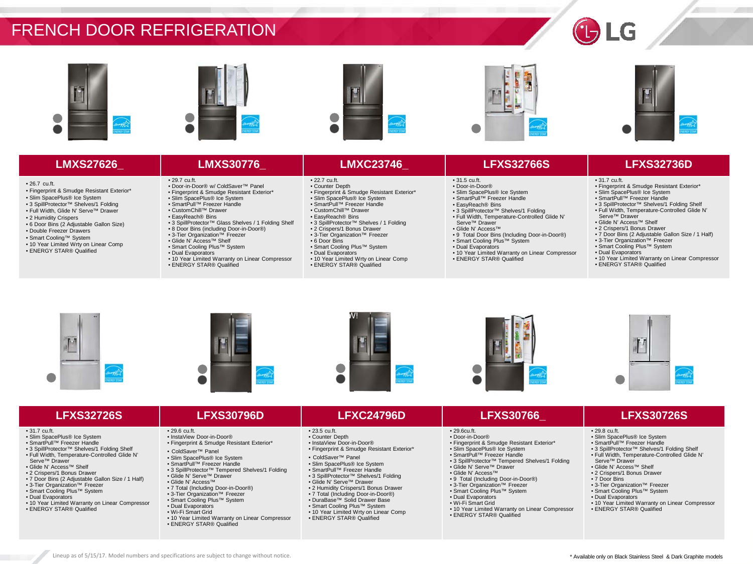# FRENCH DOOR REFRIGERATION

## LMXS27626_

- 26.7 cu.ft.
- Fingerprint & Smudge Resistant Exterior*
- Slim SpacePlus® Ice System
- 3 SpillProtector™ Shelves/1 Folding
- Full Width, Glide N' Serve™ Drawer
- 2 Humidity Crispers
- 6 Door Bins (2 Adjustable Gallon Size)
- Double Freezer Drawers
- Smart Cooling™ System
- 10 Year Limited Wrty on Linear Comp
- ENERGY STAR® Qualified

## LMXS30776_

- 29.7 cu.ft.
- Door-in-Door® w/ ColdSaver™ Panel
- Fingerprint & Smudge Resistant Exterior*
- Slim SpacePlus® Ice System
- SmartPull™ Freezer Handle
- CustomChill™ Drawer
- EasyReach® Bins
- 3 SpillProtector™ Glass Shelves / 1 Folding Shelf
- 8 Door Bins (including Door-in-Door®)
- 3-Tier Organization™ Freezer
- Glide N' Access™ Shelf
- Smart Cooling Plus™ System
- Dual Evaporators
- 10 Year Limited Warranty on Linear Compressor
- ENERGY STAR® Qualified

## LMXC23746_

- 22.7 cu.ft.
- Counter Depth
- Fingerprint & Smudge Resistant Exterior*
- Slim SpacePlus® Ice System
- SmartPull™ Freezer Handle
- CustomChill™ Drawer
- EasyReach® Bins
- 3 SpillProtector™ Shelves / 1 Folding
- 2 Crispers/1 Bonus Drawer
- 3-Tier Organization™ Freezer
- 6 Door Bins
- Smart Cooling Plus™ System
- Dual Evaporators
- 10 Year Limited Wrty on Linear Comp
- ENERGY STAR® Qualified

## LFXS32766S

- 31.5 cu.ft.
- Door-in-Door®
- Slim SpacePlus® Ice System
- SmartPull™ Freezer Handle
- EasyReach® Bins
- 3 SpillProtector™ Shelves/1 Folding
- Full Width, Temperature-Controlled Glide N' Serve™ Drawer
- Glide N' Access™
- 9 Total Door Bins (Including Door-in-Door®)
- Smart Cooling Plus™ System
- Dual Evaporators
- 10 Year Limited Warranty on Linear Compressor
- ENERGY STAR® Qualified

## LFXS32736D

- 31.7 cu.ft.
- Fingerprint & Smudge Resistant Exterior*
- Slim SpacePlus® Ice System
- SmartPull™ Freezer Handle
- 3 SpillProtector™ Shelves/1 Folding Shelf
- Full Width, Temperature-Controlled Glide N' Serve™ Drawer
- Glide N' Access™ Shelf
- 2 Crispers/1 Bonus Drawer
- 7 Door Bins (2 Adjustable Gallon Size / 1 Half)
- 3-Tier Organization™ Freezer
- Smart Cooling Plus™ System
- Dual Evaporators
- 10 Year Limited Warranty on Linear Compressor
- ENERGY STAR® Qualified

## LFXS32726S

- 31.7 cu.ft.
- Slim SpacePlus® Ice System
- SmartPull™ Freezer Handle
- 3 SpillProtector™ Shelves/1 Folding Shelf
- Full Width, Temperature-Controlled Glide N' Serve™ Drawer
- Glide N' Access™ Shelf
- 2 Crispers/1 Bonus Drawer
- 7 Door Bins (2 Adjustable Gallon Size / 1 Half)
- 3-Tier Organization™ Freezer
- Smart Cooling Plus™ System
- Dual Evaporators
- 10 Year Limited Warranty on Linear Compressor
- ENERGY STAR® Qualified

## LFXS30796D

- 29.6 cu.ft.
- InstaView Door-in-Door®
- Fingerprint & Smudge Resistant Exterior*
- ColdSaver™ Panel
- Slim SpacePlus® Ice System
- SmartPull™ Freezer Handle
- 3 SpillProtector™ Tempered Shelves/1 Folding
- Glide N' Serve™ Drawer
- Glide N' Access™
- 7 Total (Including Door-in-Door®)
- 3-Tier Organization™ Freezer
- Smart Cooling Plus™ System
- Dual Evaporators
- Wi-Fi Smart Grid
- 10 Year Limited Warranty on Linear Compressor
- ENERGY STAR® Qualified

## LFXC24796D

- 23.5 cu.ft.
- Counter Depth
- InstaView Door-in-Door®
- Fingerprint & Smudge Resistant Exterior*
- ColdSaver™ Panel
- Slim SpacePlus® Ice System
- SmartPull™ Freezer Handle
- 3 SpillProtector™ Shelves/1 Folding
- Glide N' Serve™ Drawer
- 2 Humidity Crispers/1 Bonus Drawer
- 7 Total (Including Door-in-Door®)
- DuraBase™ Solid Drawer Base
- Smart Cooling Plus™ System
- 10 Year Limited Wrty on Linear Comp
- ENERGY STAR® Qualified

## LFXS30766_

- 29.6cu.ft.
- Door-in-Door®
- Fingerprint & Smudge Resistant Exterior*
- Slim SpacePlus® Ice System
- SmartPull™ Freezer Handle
- 3 SpillProtector™ Tempered Shelves/1 Folding
- Glide N' Serve™ Drawer
- Glide N' Access™
- 9 Total (Including Door-in-Door®)
- 3-Tier Organization™ Freezer
- Smart Cooling Plus™ System
- Dual Evaporators
- Wi-Fi Smart Grid
- 10 Year Limited Warranty on Linear Compressor
- ENERGY STAR® Qualified

## LFXS30726S

- 29.8 cu.ft.
- Slim SpacePlus® Ice System
- SmartPull™ Freezer Handle
- 3 SpillProtector™ Shelves/1 Folding Shelf
- Full Width, Temperature-Controlled Glide N' Serve™ Drawer
- Glide N' Access™ Shelf
- 2 Crispers/1 Bonus Drawer
- 7 Door Bins
- 3-Tier Organization™ Freezer
- Smart Cooling Plus™ System
- Dual Evaporators
- 10 Year Limited Warranty on Linear Compressor
- ENERGY STAR® Qualified

Lineup as of 5/15/17. Model numbers and specifications are subject to change without notice.

* Available only on Black Stainless Steel & Dark Graphite models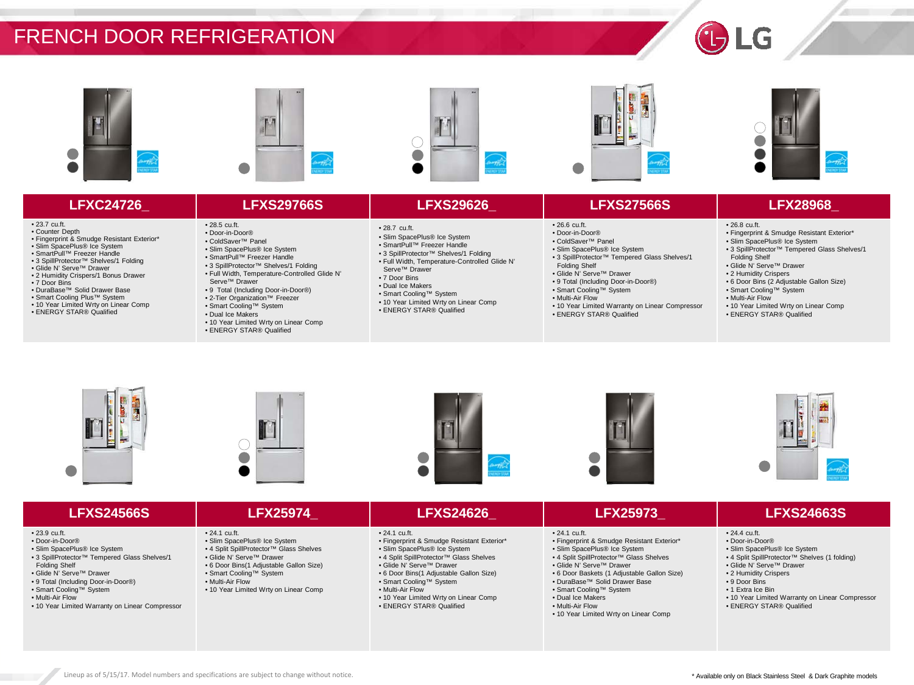# FRENCH DOOR REFRIGERATION

## LFXC24726_

- 23.7 cu.ft.
- Counter Depth
- Fingerprint & Smudge Resistant Exterior*
- Slim SpacePlus® Ice System
- SmartPull™ Freezer Handle
- 3 SpillProtector™ Shelves/1 Folding
- Glide N' Serve™ Drawer
- 2 Humidity Crispers/1 Bonus Drawer
- 7 Door Bins
- DuraBase™ Solid Drawer Base
- Smart Cooling Plus™ System
- 10 Year Limited Wrty on Linear Comp
- ENERGY STAR® Qualified

## LFXS29766S

- 28.5 cu.ft.
- Door-in-Door®
- ColdSaver™ Panel
- Slim SpacePlus® Ice System
- SmartPull™ Freezer Handle
- 3 SpillProtector™ Shelves/1 Folding
- Full Width, Temperature-Controlled Glide N' Serve™ Drawer
- 9 Total (Including Door-in-Door®)
- 2-Tier Organization™ Freezer
- Smart Cooling™ System
- Dual Ice Makers
- 10 Year Limited Wrty on Linear Comp
- ENERGY STAR® Qualified

## LFXS29626_

- 28.7 cu.ft.
- Slim SpacePlus® Ice System
- SmartPull™ Freezer Handle
- 3 SpillProtector™ Shelves/1 Folding
- Full Width, Temperature-Controlled Glide N' Serve™ Drawer
- 7 Door Bins
- Dual Ice Makers
- Smart Cooling™ System
- 10 Year Limited Wrty on Linear Comp
- ENERGY STAR® Qualified

## LFXS27566S

- 26.6 cu.ft.
- Door-in-Door®
- ColdSaver™ Panel
- Slim SpacePlus® Ice System
- 3 SpillProtector™ Tempered Glass Shelves/1 Folding Shelf
- Glide N' Serve™ Drawer
- 9 Total (Including Door-in-Door®)
- Smart Cooling™ System
- Multi-Air Flow
- 10 Year Limited Warranty on Linear Compressor
- ENERGY STAR® Qualified

## LFX28968_

- 26.8 cu.ft.
- Fingerprint & Smudge Resistant Exterior*
- Slim SpacePlus® Ice System
- 3 SpillProtector™ Tempered Glass Shelves/1 Folding Shelf
- Glide N' Serve™ Drawer
- 2 Humidity Crispers
- 6 Door Bins (2 Adjustable Gallon Size)
- Smart Cooling™ System
- Multi-Air Flow
- 10 Year Limited Wrty on Linear Comp
- ENERGY STAR® Qualified

## LFXS24566S

- 23.9 cu.ft.
- Door-in-Door®
- Slim SpacePlus® Ice System
- 3 SpillProtector™ Tempered Glass Shelves/1 Folding Shelf
- Glide N' Serve™ Drawer
- 9 Total (Including Door-in-Door®)
- Smart Cooling™ System
- Multi-Air Flow
- 10 Year Limited Warranty on Linear Compressor

## LFX25974_

- 24.1 cu.ft.
- Slim SpacePlus® Ice System
- 4 Split SpillProtector™ Glass Shelves
- Glide N' Serve™ Drawer
- 6 Door Bins(1 Adjustable Gallon Size)
- Smart Cooling™ System
- Multi-Air Flow
- 10 Year Limited Wrty on Linear Comp

## LFXS24626_

- 24.1 cu.ft.
- Fingerprint & Smudge Resistant Exterior*
- Slim SpacePlus® Ice System
- 4 Split SpillProtector™ Glass Shelves
- Glide N' Serve™ Drawer
- 6 Door Bins(1 Adjustable Gallon Size)
- Smart Cooling™ System
- Multi-Air Flow
- 10 Year Limited Wrty on Linear Comp
- ENERGY STAR® Qualified

## LFX25973_

- 24.1 cu.ft.
- Fingerprint & Smudge Resistant Exterior*
- Slim SpacePlus® Ice System
- 4 Split SpillProtector™ Glass Shelves
- Glide N' Serve™ Drawer
- 6 Door Baskets (1 Adjustable Gallon Size)
- DuraBase™ Solid Drawer Base
- Smart Cooling™ System
- Dual Ice Makers
- Multi-Air Flow
- 10 Year Limited Wrty on Linear Comp

## LFXS24663S

- 24.4 cu.ft.
- Door-in-Door®
- Slim SpacePlus® Ice System
- 4 Split SpillProtector™ Shelves (1 folding)
- Glide N' Serve™ Drawer
- 2 Humidity Crispers
- 9 Door Bins
- 1 Extra Ice Bin
- 10 Year Limited Warranty on Linear Compressor
- ENERGY STAR® Qualified

Lineup as of 5/15/17. Model numbers and specifications are subject to change without notice.

* Available only on Black Stainless Steel & Dark Graphite models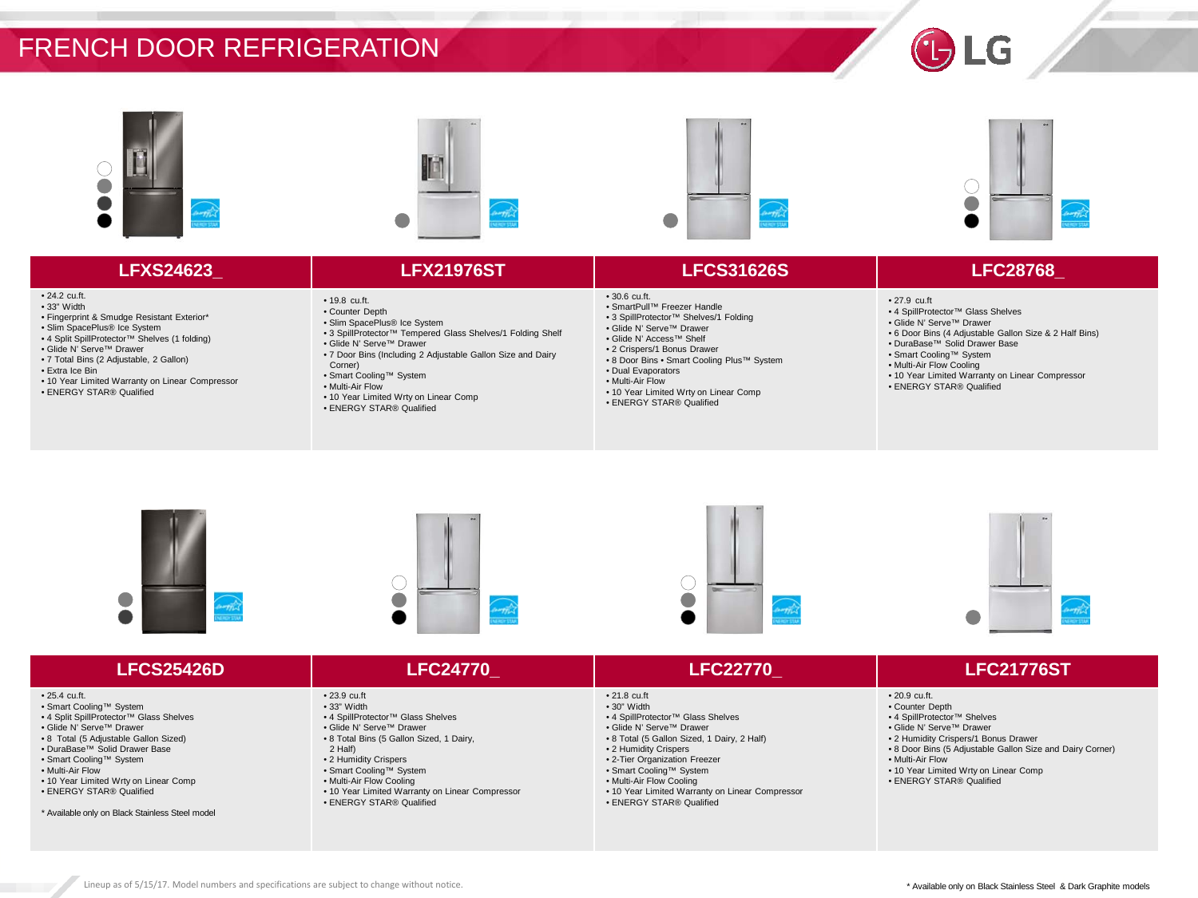# FRENCH DOOR REFRIGERATION

## LFXS24623_

- 24.2 cu.ft.
- 33" Width
- Fingerprint & Smudge Resistant Exterior*
- Slim SpacePlus® Ice System
- 4 Split SpillProtector™ Shelves (1 folding)
- Glide N' Serve™ Drawer
- 7 Total Bins (2 Adjustable, 2 Gallon)
- Extra Ice Bin
- 10 Year Limited Warranty on Linear Compressor
- ENERGY STAR® Qualified

## LFX21976ST

- 19.8 cu.ft.
- Counter Depth
- Slim SpacePlus® Ice System
- 3 SpillProtector™ Tempered Glass Shelves/1 Folding Shelf
- Glide N' Serve™ Drawer
- 7 Door Bins (Including 2 Adjustable Gallon Size and Dairy Corner)
- Smart Cooling™ System
- Multi-Air Flow
- 10 Year Limited Wrty on Linear Comp
- ENERGY STAR® Qualified

## LFCS31626S

- 30.6 cu.ft.
- SmartPull™ Freezer Handle
- 3 SpillProtector™ Shelves/1 Folding
- Glide N' Serve™ Drawer
- Glide N' Access™ Shelf
- 2 Crispers/1 Bonus Drawer
- 8 Door Bins • Smart Cooling Plus™ System
- Dual Evaporators
- Multi-Air Flow
- 10 Year Limited Wrty on Linear Comp
- ENERGY STAR® Qualified

## LFC28768_

- 27.9 cu.ft
- 4 SpillProtector™ Glass Shelves
- Glide N' Serve™ Drawer
- 6 Door Bins (4 Adjustable Gallon Size & 2 Half Bins)
- DuraBase™ Solid Drawer Base
- Smart Cooling™ System
- Multi-Air Flow Cooling
- 10 Year Limited Warranty on Linear Compressor
- ENERGY STAR® Qualified

## LFCS25426D

- 25.4 cu.ft.
- Smart Cooling™ System
- 4 Split SpillProtector™ Glass Shelves
- Glide N' Serve™ Drawer
- 8 Total (5 Adjustable Gallon Sized)
- DuraBase™ Solid Drawer Base
- Smart Cooling™ System
- Multi-Air Flow
- 10 Year Limited Wrty on Linear Comp
- ENERGY STAR® Qualified

* Available only on Black Stainless Steel model

## LFC24770_

- 23.9 cu.ft
- 33" Width
- 4 SpillProtector™ Glass Shelves
- Glide N' Serve™ Drawer
- 8 Total Bins (5 Gallon Sized, 1 Dairy, 2 Half)
- 2 Humidity Crispers
- Smart Cooling™ System
- Multi-Air Flow Cooling
- 10 Year Limited Warranty on Linear Compressor
- ENERGY STAR® Qualified

## LFC22770_

- 21.8 cu.ft
- 30" Width
- 4 SpillProtector™ Glass Shelves
- Glide N' Serve™ Drawer
- 8 Total (5 Gallon Sized, 1 Dairy, 2 Half)
- 2 Humidity Crispers
- 2-Tier Organization Freezer
- Smart Cooling™ System
- Multi-Air Flow Cooling
- 10 Year Limited Warranty on Linear Compressor
- ENERGY STAR® Qualified

## LFC21776ST

- 20.9 cu.ft.
- Counter Depth
- 4 SpillProtector™ Shelves
- Glide N' Serve™ Drawer
- 2 Humidity Crispers/1 Bonus Drawer
- 8 Door Bins (5 Adjustable Gallon Size and Dairy Corner)
- Multi-Air Flow
- 10 Year Limited Wrty on Linear Comp
- ENERGY STAR® Qualified

Lineup as of 5/15/17. Model numbers and specifications are subject to change without notice.

* Available only on Black Stainless Steel & Dark Graphite models